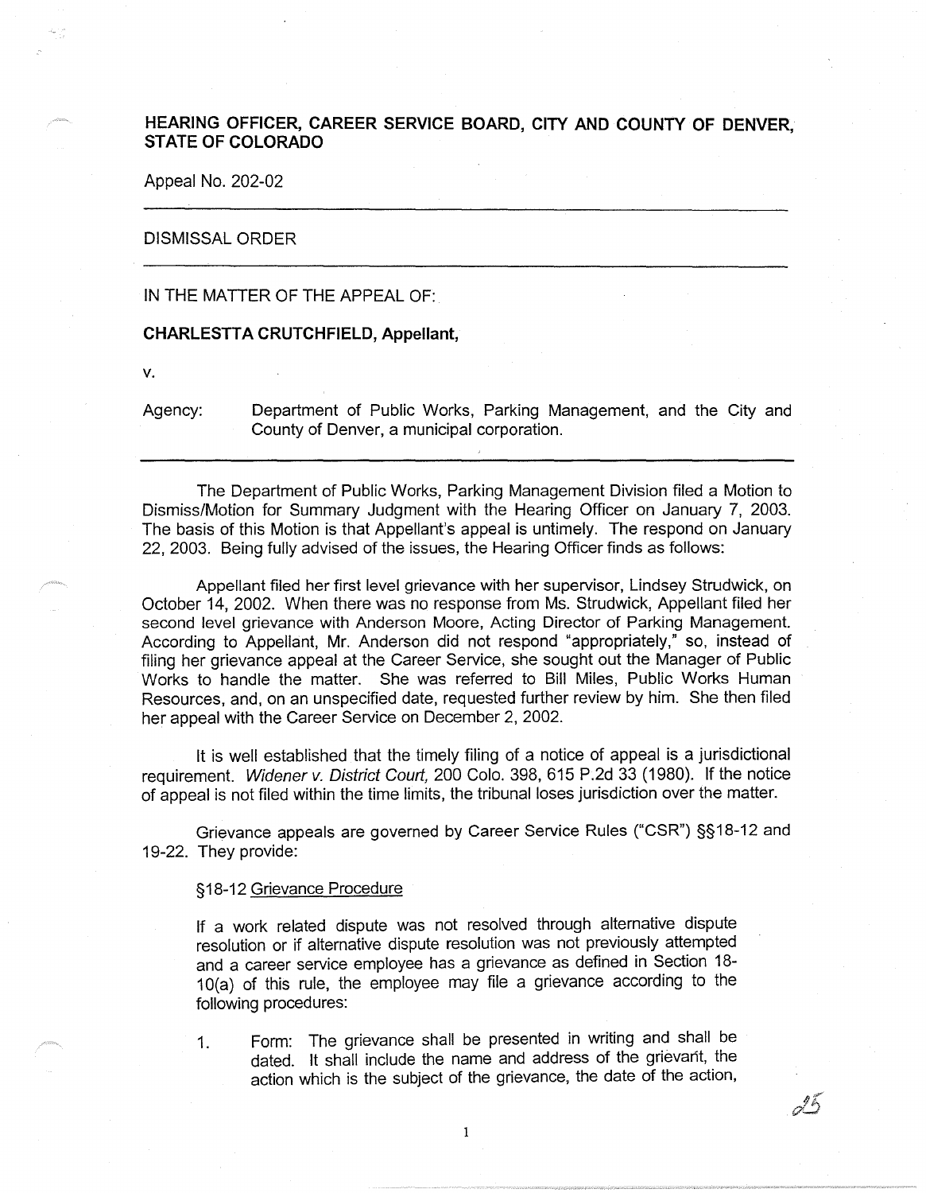**HEARING OFFICER, CAREER SERVICE BOARD, CITY AND COUNTY OF DENVER, STATE OF COLORADO**

Appeal No. 202-02

---

DISMISSAL ORDER

---

IN THE MATTER OF THE APPEAL OF:

**CHARLESTTA CRUTCHFIELD, Appellant,**

v.

Agency: Department of Public Works, Parking Management, and the City and County of Denver, a municipal corporation.

---

The Department of Public Works, Parking Management Division filed a Motion to Dismiss/Motion for Summary Judgment with the Hearing Officer on January 7, 2003. The basis of this Motion is that Appellant's appeal is untimely. The respond on January 22, 2003. Being fully advised of the issues, the Hearing Officer finds as follows:

Appellant filed her first level grievance with her supervisor, Lindsey Strudwick, on October 14, 2002. When there was no response from Ms. Strudwick, Appellant filed her second level grievance with Anderson Moore, Acting Director of Parking Management. According to Appellant, Mr. Anderson did not respond "appropriately," so, instead of filing her grievance appeal at the Career Service, she sought out the Manager of Public Works to handle the matter. She was referred to Bill Miles, Public Works Human Resources, and, on an unspecified date, requested further review by him. She then filed her appeal with the Career Service on December 2, 2002.

It is well established that the timely filing of a notice of appeal is a jurisdictional requirement. *Widener v. District Court,* 200 Colo. 398, 615 P.2d 33 (1980). If the notice of appeal is not filed within the time limits, the tribunal loses jurisdiction over the matter.

Grievance appeals are governed by Career Service Rules ("CSR") §§18-12 and 19-22. They provide:

§18-12 Grievance Procedure

If a work related dispute was not resolved through alternative dispute resolution or if alternative dispute resolution was not previously attempted and a career service employee has a grievance as defined in Section 18-10(a) of this rule, the employee may file a grievance according to the following procedures:

1. Form: The grievance shall be presented in writing and shall be dated. It shall include the name and address of the grievant, the action which is the subject of the grievance, the date of the action,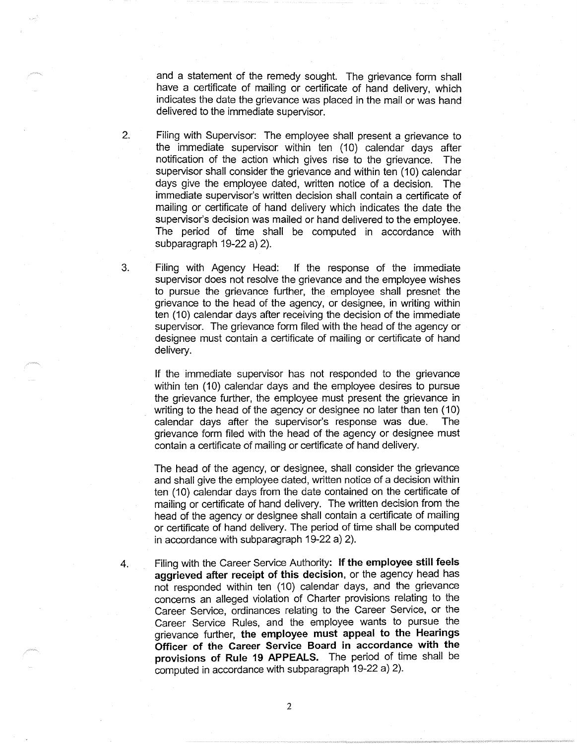and a statement of the remedy sought. The grievance form shall have a certificate of mailing or certificate of hand delivery, which indicates the date the grievance was placed in the mail or was hand delivered to the immediate supervisor.

2. Filing with Supervisor: The employee shall present a grievance to the immediate supervisor within ten (10) calendar days after notification of the action which gives rise to the grievance. The supervisor shall consider the grievance and within ten (10) calendar days give the employee dated, written notice of a decision. The immediate supervisor's written decision shall contain a certificate of mailing or certificate of hand delivery which indicates the date the supervisor's decision was mailed or hand delivered to the employee. The period of time shall be computed in accordance with subparagraph 19-22 a) 2).

3. Filing with Agency Head: If the response of the immediate supervisor does not resolve the grievance and the employee wishes to pursue the grievance further, the employee shall presnet the grievance to the head of the agency, or designee, in writing within ten (10) calendar days after receiving the decision of the immediate supervisor. The grievance form filed with the head of the agency or designee must contain a certificate of mailing or certificate of hand delivery.

   If the immediate supervisor has not responded to the grievance within ten (10) calendar days and the employee desires to pursue the grievance further, the employee must present the grievance in writing to the head of the agency or designee no later than ten (10) calendar days after the supervisor's response was due. The grievance form filed with the head of the agency or designee must contain a certificate of mailing or certificate of hand delivery.

   The head of the agency, or designee, shall consider the grievance and shall give the employee dated, written notice of a decision within ten (10) calendar days from the date contained on the certificate of mailing or certificate of hand delivery. The written decision from the head of the agency or designee shall contain a certificate of mailing or certificate of hand delivery. The period of time shall be computed in accordance with subparagraph 19-22 a) 2).

4. Filing with the Career Service Authority: **If the employee still feels aggrieved after receipt of this decision**, or the agency head has not responded within ten (10) calendar days, and the grievance concerns an alleged violation of Charter provisions relating to the Career Service, ordinances relating to the Career Service, or the Career Service Rules, and the employee wants to pursue the grievance further, **the employee must appeal to the Hearings Officer of the Career Service Board in accordance with the provisions of Rule 19 APPEALS.** The period of time shall be computed in accordance with subparagraph 19-22 a) 2).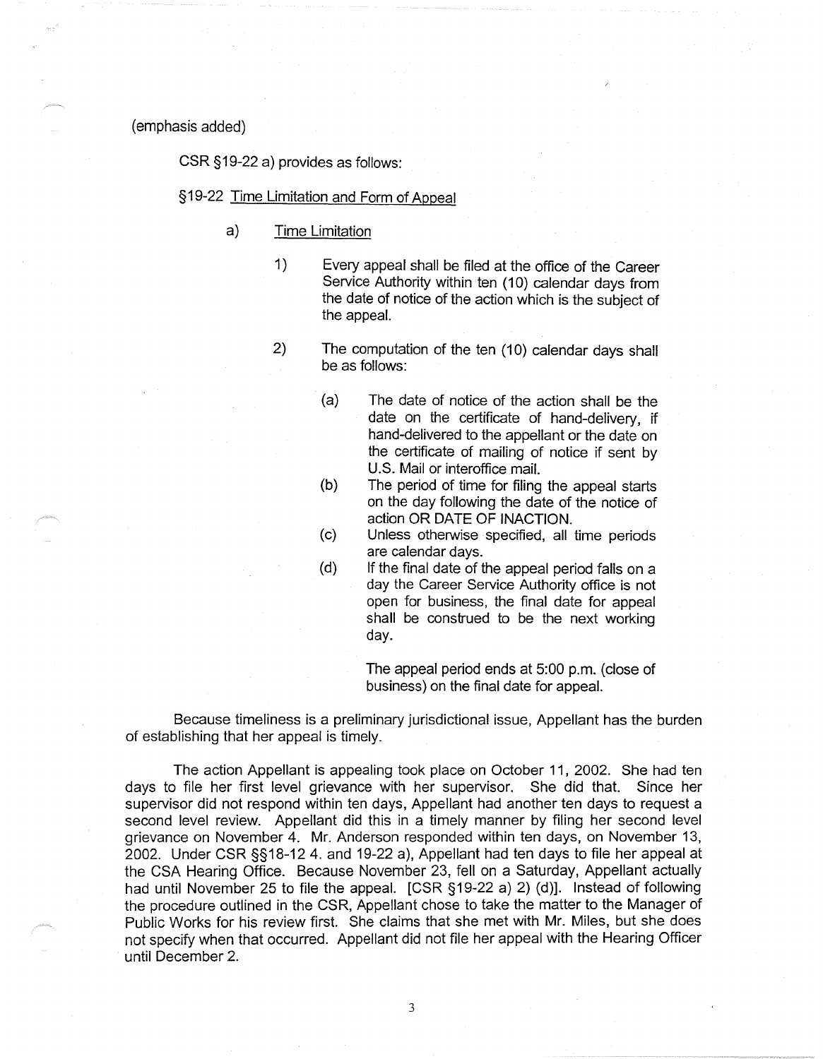(emphasis added)

CSR §19-22 a) provides as follows:

§19-22 Time Limitation and Form of Appeal

a) Time Limitation

1) Every appeal shall be filed at the office of the Career Service Authority within ten (10) calendar days from the date of notice of the action which is the subject of the appeal.

2) The computation of the ten (10) calendar days shall be as follows:

(a) The date of notice of the action shall be the date on the certificate of hand-delivery, if hand-delivered to the appellant or the date on the certificate of mailing of notice if sent by U.S. Mail or interoffice mail.

(b) The period of time for filing the appeal starts on the day following the date of the notice of action OR DATE OF INACTION.

(c) Unless otherwise specified, all time periods are calendar days.

(d) If the final date of the appeal period falls on a day the Career Service Authority office is not open for business, the final date for appeal shall be construed to be the next working day.

The appeal period ends at 5:00 p.m. (close of business) on the final date for appeal.

Because timeliness is a preliminary jurisdictional issue, Appellant has the burden of establishing that her appeal is timely.

The action Appellant is appealing took place on October 11, 2002. She had ten days to file her first level grievance with her supervisor. She did that. Since her supervisor did not respond within ten days, Appellant had another ten days to request a second level review. Appellant did this in a timely manner by filing her second level grievance on November 4. Mr. Anderson responded within ten days, on November 13, 2002. Under CSR §§18-12 4. and 19-22 a), Appellant had ten days to file her appeal at the CSA Hearing Office. Because November 23, fell on a Saturday, Appellant actually had until November 25 to file the appeal. [CSR §19-22 a) 2) (d)]. Instead of following the procedure outlined in the CSR, Appellant chose to take the matter to the Manager of Public Works for his review first. She claims that she met with Mr. Miles, but she does not specify when that occurred. Appellant did not file her appeal with the Hearing Officer until December 2.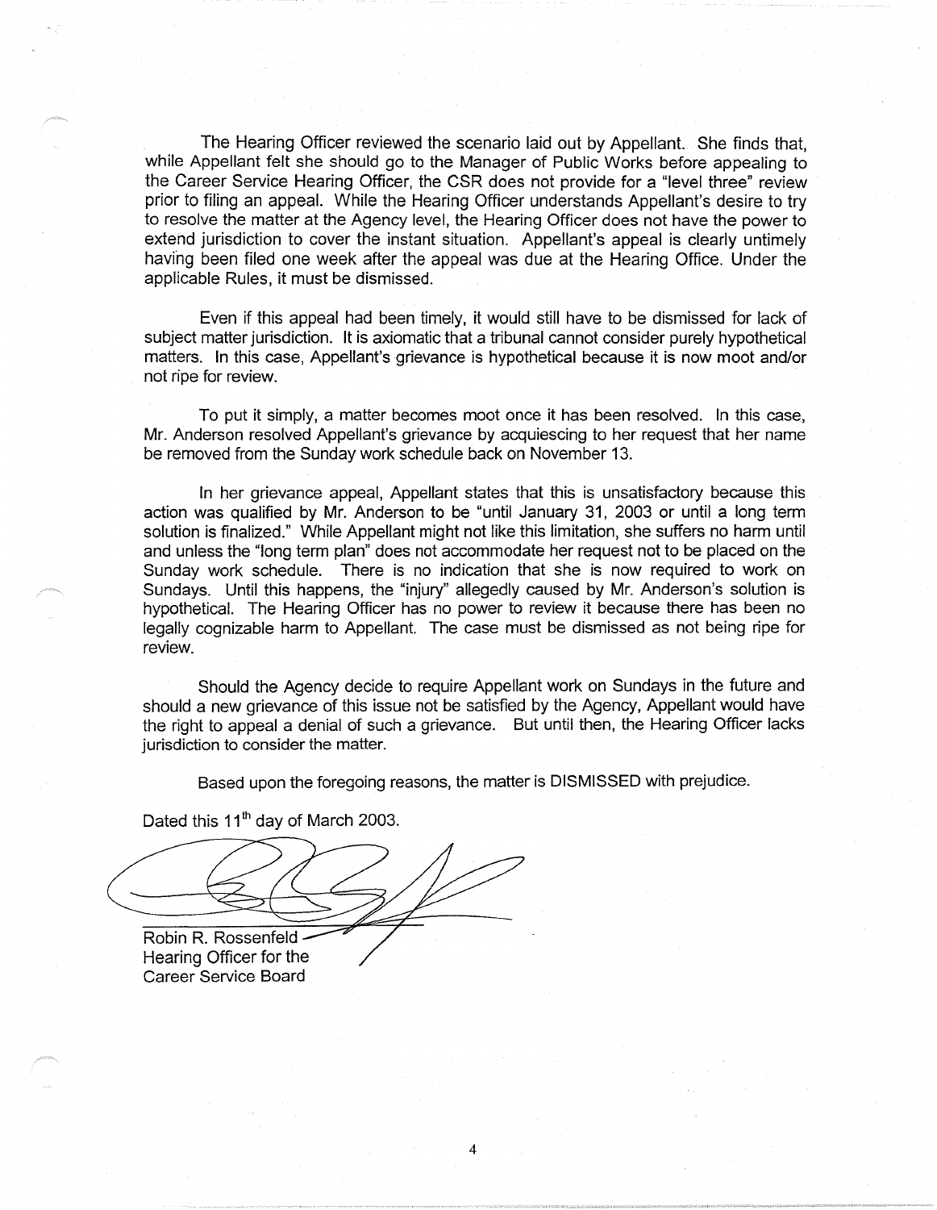The Hearing Officer reviewed the scenario laid out by Appellant. She finds that, while Appellant felt she should go to the Manager of Public Works before appealing to the Career Service Hearing Officer, the CSR does not provide for a "level three" review prior to filing an appeal. While the Hearing Officer understands Appellant's desire to try to resolve the matter at the Agency level, the Hearing Officer does not have the power to extend jurisdiction to cover the instant situation. Appellant's appeal is clearly untimely having been filed one week after the appeal was due at the Hearing Office. Under the applicable Rules, it must be dismissed.

Even if this appeal had been timely, it would still have to be dismissed for lack of subject matter jurisdiction. It is axiomatic that a tribunal cannot consider purely hypothetical matters. In this case, Appellant's grievance is hypothetical because it is now moot and/or not ripe for review.

To put it simply, a matter becomes moot once it has been resolved. In this case, Mr. Anderson resolved Appellant's grievance by acquiescing to her request that her name be removed from the Sunday work schedule back on November 13.

In her grievance appeal, Appellant states that this is unsatisfactory because this action was qualified by Mr. Anderson to be "until January 31, 2003 or until a long term solution is finalized." While Appellant might not like this limitation, she suffers no harm until and unless the "long term plan" does not accommodate her request not to be placed on the Sunday work schedule. There is no indication that she is now required to work on Sundays. Until this happens, the "injury" allegedly caused by Mr. Anderson's solution is hypothetical. The Hearing Officer has no power to review it because there has been no legally cognizable harm to Appellant. The case must be dismissed as not being ripe for review.

Should the Agency decide to require Appellant work on Sundays in the future and should a new grievance of this issue not be satisfied by the Agency, Appellant would have the right to appeal a denial of such a grievance. But until then, the Hearing Officer lacks jurisdiction to consider the matter.

Based upon the foregoing reasons, the matter is DISMISSED with prejudice.

Dated this 11th day of March 2003.

Robin R. Rossenfeld
Hearing Officer for the
Career Service Board